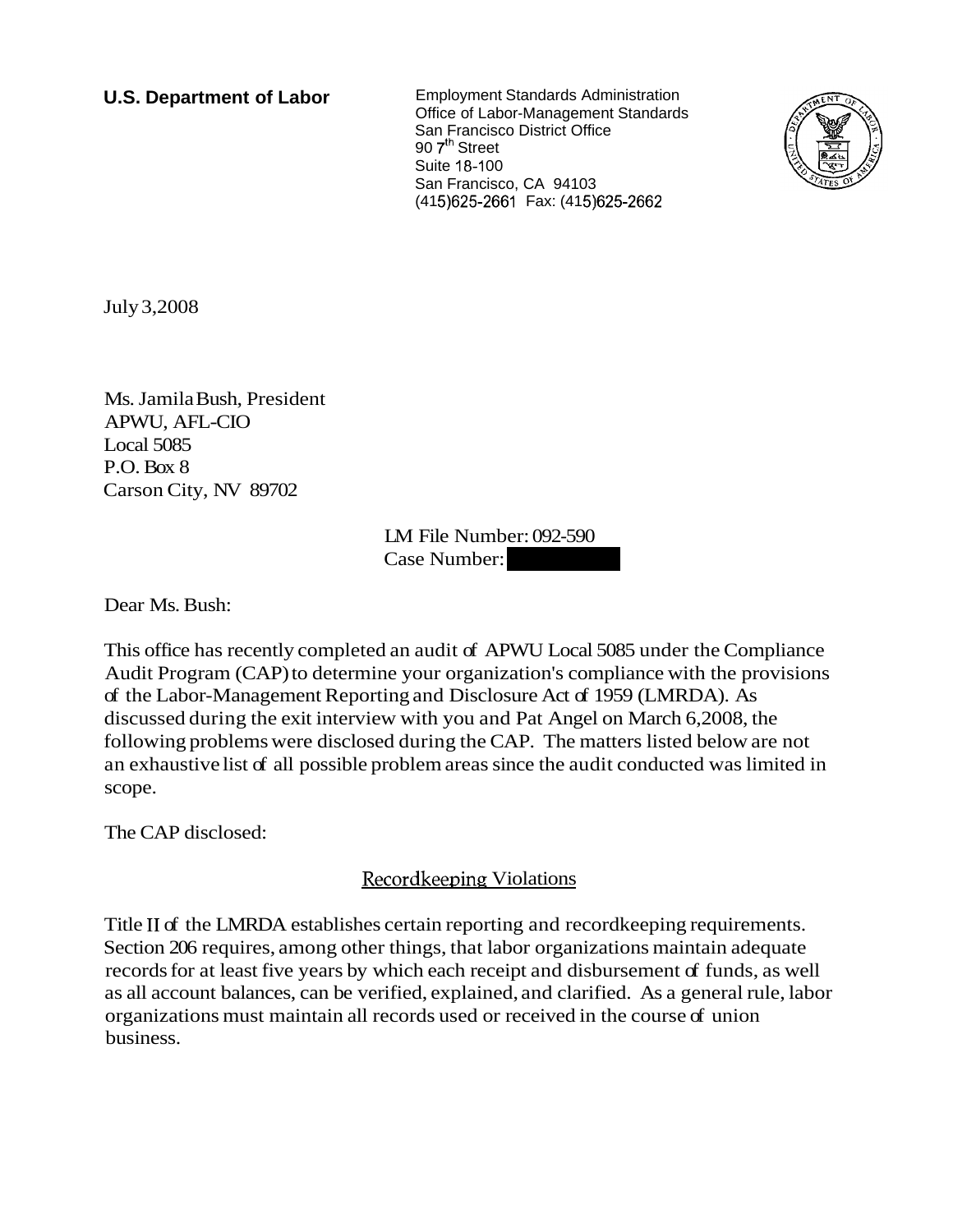**U.S. Department of Labor**

Employment Standards Administration
Office of Labor-Management Standards
San Francisco District Office
90 7th Street
Suite 18-100
San Francisco, CA 94103
(415)625-2661 Fax: (415)625-2662

July 3,2008

Ms. Jamila Bush, President
APWU, AFL-CIO
Local 5085
P.O. Box 8
Carson City, NV 89702

LM File Number: 092-590
Case Number:

Dear Ms. Bush:

This office has recently completed an audit of APWU Local 5085 under the Compliance Audit Program (CAP) to determine your organization's compliance with the provisions of the Labor-Management Reporting and Disclosure Act of 1959 (LMRDA). As discussed during the exit interview with you and Pat Angel on March 6,2008, the following problems were disclosed during the CAP. The matters listed below are not an exhaustive list of all possible problem areas since the audit conducted was limited in scope.

The CAP disclosed:

## Recordkeeping Violations

Title II of the LMRDA establishes certain reporting and recordkeeping requirements. Section 206 requires, among other things, that labor organizations maintain adequate records for at least five years by which each receipt and disbursement of funds, as well as all account balances, can be verified, explained, and clarified. As a general rule, labor organizations must maintain all records used or received in the course of union business.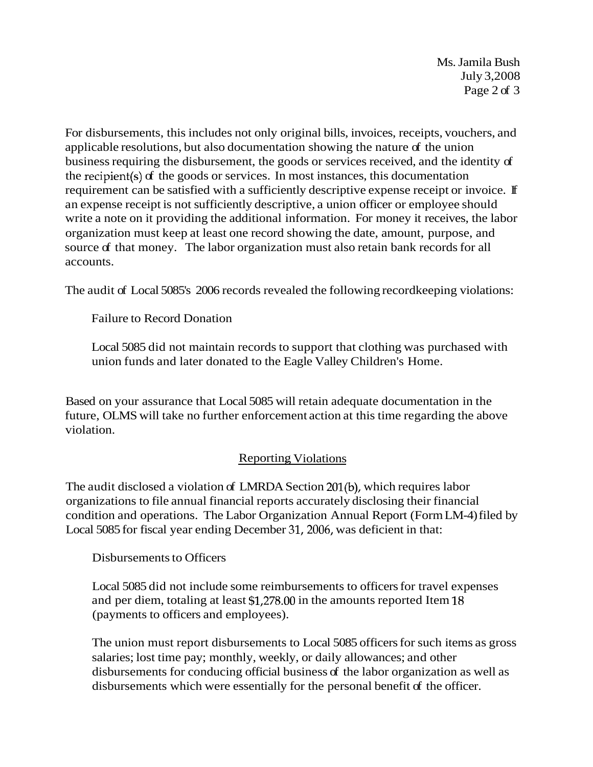For disbursements, this includes not only original bills, invoices, receipts, vouchers, and applicable resolutions, but also documentation showing the nature of the union business requiring the disbursement, the goods or services received, and the identity of the recipient(s) of the goods or services. In most instances, this documentation requirement can be satisfied with a sufficiently descriptive expense receipt or invoice. If an expense receipt is not sufficiently descriptive, a union officer or employee should write a note on it providing the additional information. For money it receives, the labor organization must keep at least one record showing the date, amount, purpose, and source of that money. The labor organization must also retain bank records for all accounts.

The audit of Local 5085's 2006 records revealed the following recordkeeping violations:

Failure to Record Donation

Local 5085 did not maintain records to support that clothing was purchased with union funds and later donated to the Eagle Valley Children's Home.

Based on your assurance that Local 5085 will retain adequate documentation in the future, OLMS will take no further enforcement action at this time regarding the above violation.

## Reporting Violations

The audit disclosed a violation of LMRDA Section 201(b), which requires labor organizations to file annual financial reports accurately disclosing their financial condition and operations. The Labor Organization Annual Report (Form LM-4) filed by Local 5085 for fiscal year ending December 31, 2006, was deficient in that:

Disbursements to Officers

Local 5085 did not include some reimbursements to officers for travel expenses and per diem, totaling at least $1,278.00 in the amounts reported Item 18 (payments to officers and employees).

The union must report disbursements to Local 5085 officers for such items as gross salaries; lost time pay; monthly, weekly, or daily allowances; and other disbursements for conducing official business of the labor organization as well as disbursements which were essentially for the personal benefit of the officer.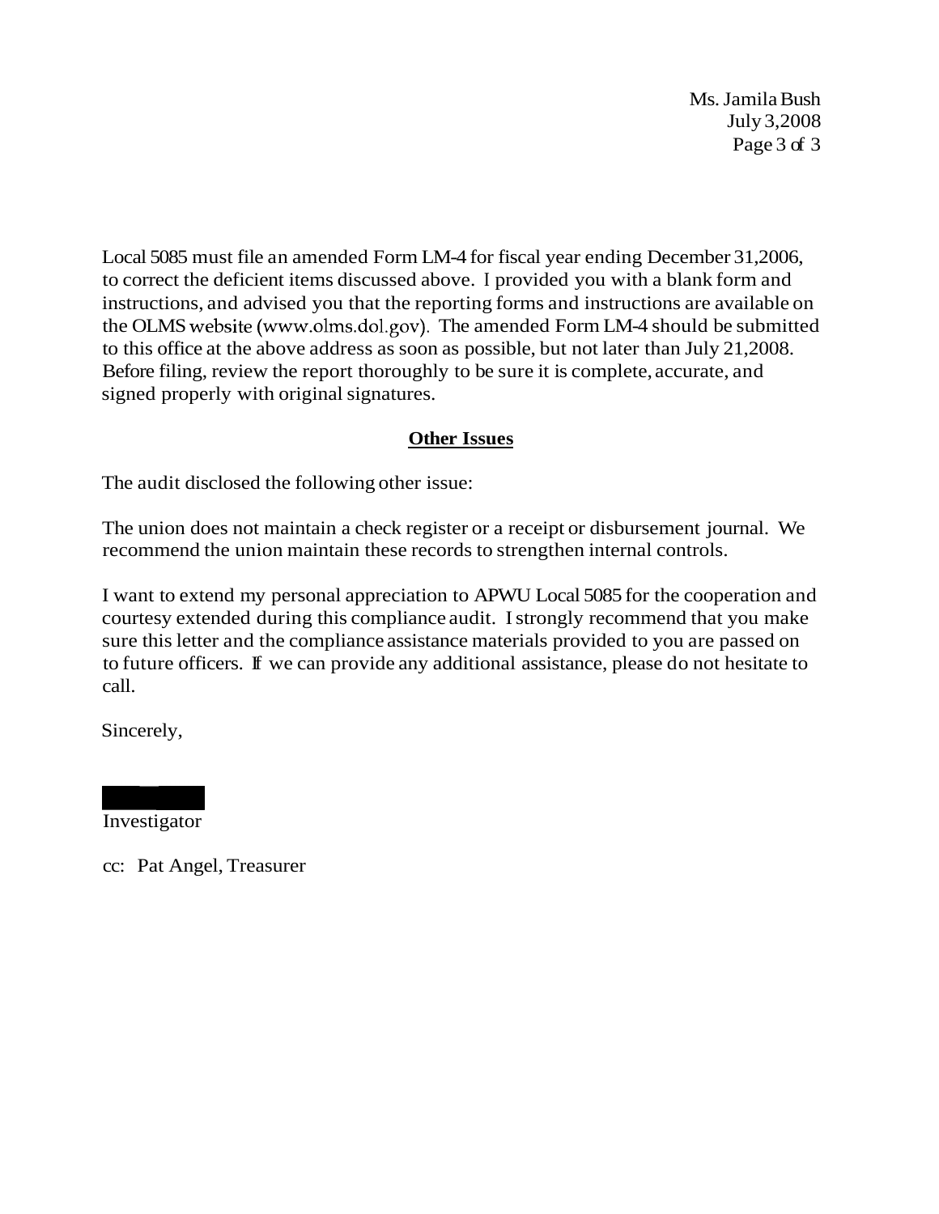Local 5085 must file an amended Form LM-4 for fiscal year ending December 31,2006, to correct the deficient items discussed above. I provided you with a blank form and instructions, and advised you that the reporting forms and instructions are available on the OLMS website (www.olms.dol.gov). The amended Form LM-4 should be submitted to this office at the above address as soon as possible, but not later than July 21,2008. Before filing, review the report thoroughly to be sure it is complete, accurate, and signed properly with original signatures.

## Other Issues

The audit disclosed the following other issue:

The union does not maintain a check register or a receipt or disbursement journal. We recommend the union maintain these records to strengthen internal controls.

I want to extend my personal appreciation to APWU Local 5085 for the cooperation and courtesy extended during this compliance audit. I strongly recommend that you make sure this letter and the compliance assistance materials provided to you are passed on to future officers. If we can provide any additional assistance, please do not hesitate to call.

Sincerely,

Investigator

cc: Pat Angel, Treasurer